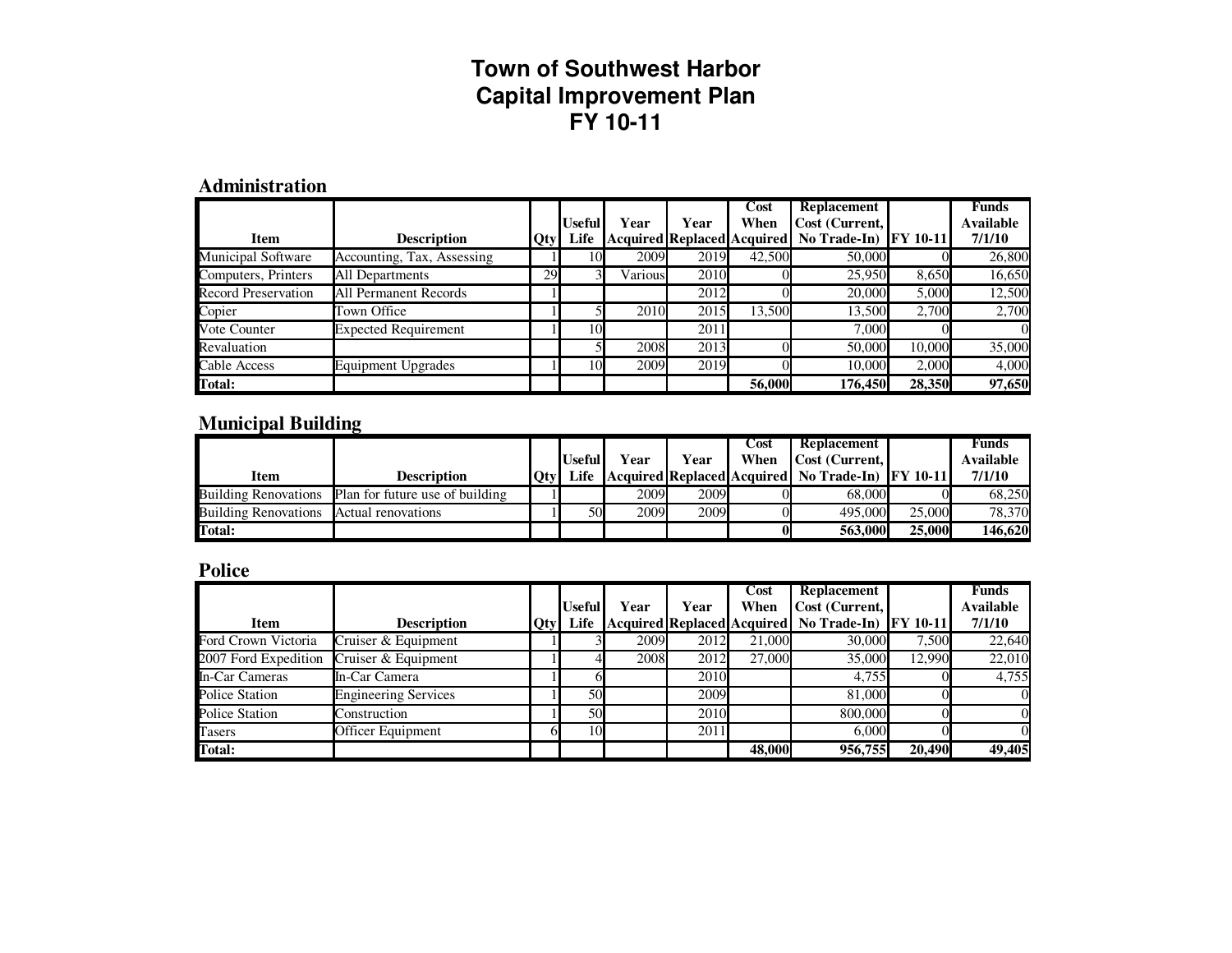# Town of Southwest Harbor
# Capital Improvement Plan
# FY 10-11

## Administration

| Item | Description | Qty | Useful Life | Year Acquired | Year Replaced | Cost When Acquired | Replacement Cost (Current, No Trade-In) | FY 10-11 | Funds Available 7/1/10 |
|---|---|---|---|---|---|---|---|---|---|
| Municipal Software | Accounting, Tax, Assessing | 1 | 10 | 2009 | 2019 | 42,500 | 50,000 | 0 | 26,800 |
| Computers, Printers | All Departments | 29 | 3 | Various | 2010 | 0 | 25,950 | 8,650 | 16,650 |
| Record Preservation | All Permanent Records | 1 | | | 2012 | 0 | 20,000 | 5,000 | 12,500 |
| Copier | Town Office | 1 | 5 | 2010 | 2015 | 13,500 | 13,500 | 2,700 | 2,700 |
| Vote Counter | Expected Requirement | 1 | 10 | | 2011 | | 7,000 | 0 | 0 |
| Revaluation | | | 5 | 2008 | 2013 | 0 | 50,000 | 10,000 | 35,000 |
| Cable Access | Equipment Upgrades | 1 | 10 | 2009 | 2019 | 0 | 10,000 | 2,000 | 4,000 |
| **Total:** | | | | | | **56,000** | **176,450** | **28,350** | **97,650** |

## Municipal Building

| Item | Description | Qty | Useful Life | Year Acquired | Year Replaced | Cost When Acquired | Replacement Cost (Current, No Trade-In) | FY 10-11 | Funds Available 7/1/10 |
|---|---|---|---|---|---|---|---|---|---|
| Building Renovations | Plan for future use of building | 1 | | 2009 | 2009 | 0 | 68,000 | 0 | 68,250 |
| Building Renovations | Actual renovations | 1 | 50 | 2009 | 2009 | 0 | 495,000 | 25,000 | 78,370 |
| **Total:** | | | | | | **0** | **563,000** | **25,000** | **146,620** |

## Police

| Item | Description | Qty | Useful Life | Year Acquired | Year Replaced | Cost When Acquired | Replacement Cost (Current, No Trade-In) | FY 10-11 | Funds Available 7/1/10 |
|---|---|---|---|---|---|---|---|---|---|
| Ford Crown Victoria | Cruiser & Equipment | 1 | 3 | 2009 | 2012 | 21,000 | 30,000 | 7,500 | 22,640 |
| 2007 Ford Expedition | Cruiser & Equipment | 1 | 4 | 2008 | 2012 | 27,000 | 35,000 | 12,990 | 22,010 |
| In-Car Cameras | In-Car Camera | 1 | 6 | | 2010 | | 4,755 | 0 | 4,755 |
| Police Station | Engineering Services | 1 | 50 | | 2009 | | 81,000 | 0 | 0 |
| Police Station | Construction | 1 | 50 | | 2010 | | 800,000 | 0 | 0 |
| Tasers | Officer Equipment | 6 | 10 | | 2011 | | 6,000 | 0 | 0 |
| **Total:** | | | | | | **48,000** | **956,755** | **20,490** | **49,405** |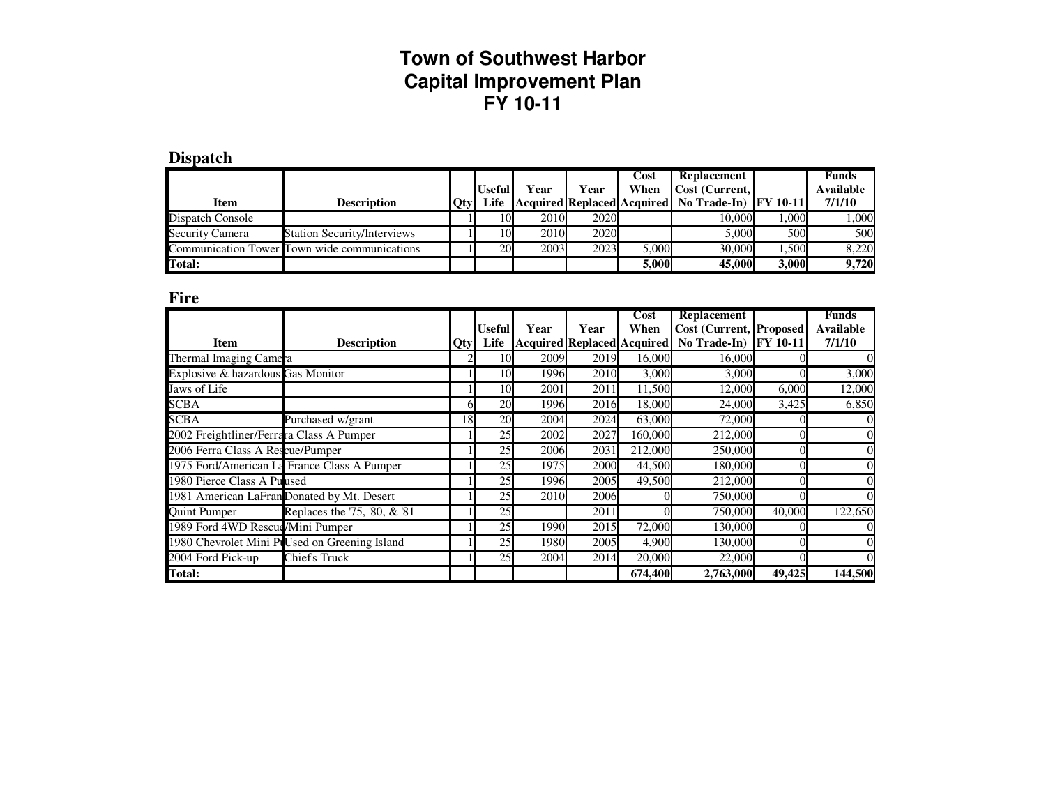# Town of Southwest Harbor
# Capital Improvement Plan
# FY 10-11

## Dispatch

| Item | Description | Qty | Useful Life | Year Acquired | Year Replaced | Cost When Acquired | Replacement Cost (Current, No Trade-In) | FY 10-11 | Funds Available 7/1/10 |
|---|---|---|---|---|---|---|---|---|---|
| Dispatch Console | | 1 | 10 | 2010 | 2020 | | 10,000 | 1,000 | 1,000 |
| Security Camera | Station Security/Interviews | 1 | 10 | 2010 | 2020 | | 5,000 | 500 | 500 |
| Communication Tower | Town wide communications | 1 | 20 | 2003 | 2023 | 5,000 | 30,000 | 1,500 | 8,220 |
| **Total:** | | | | | | **5,000** | **45,000** | **3,000** | **9,720** |

## Fire

| Item | Description | Qty | Useful Life | Year Acquired | Year Replaced | Cost When Acquired | Replacement Cost (Current, No Trade-In) | Proposed FY 10-11 | Funds Available 7/1/10 |
|---|---|---|---|---|---|---|---|---|---|
| Thermal Imaging Camera | | 2 | 10 | 2009 | 2019 | 16,000 | 16,000 | 0 | 0 |
| Explosive & hazardous | Gas Monitor | 1 | 10 | 1996 | 2010 | 3,000 | 3,000 | 0 | 3,000 |
| Jaws of Life | | 1 | 10 | 2001 | 2011 | 11,500 | 12,000 | 6,000 | 12,000 |
| SCBA | | 6 | 20 | 1996 | 2016 | 18,000 | 24,000 | 3,425 | 6,850 |
| SCBA | Purchased w/grant | 18 | 20 | 2004 | 2024 | 63,000 | 72,000 | 0 | 0 |
| 2002 Freightliner/Ferrara Class A Pumper | | 1 | 25 | 2002 | 2027 | 160,000 | 212,000 | 0 | 0 |
| 2006 Ferra Class A Rescue/Pumper | | 1 | 25 | 2006 | 2031 | 212,000 | 250,000 | 0 | 0 |
| 1975 Ford/American La France Class A Pumper | | 1 | 25 | 1975 | 2000 | 44,500 | 180,000 | 0 | 0 |
| 1980 Pierce Class A Pu | used | 1 | 25 | 1996 | 2005 | 49,500 | 212,000 | 0 | 0 |
| 1981 American LaFran | Donated by Mt. Desert | 1 | 25 | 2010 | 2006 | 0 | 750,000 | 0 | 0 |
| Quint Pumper | Replaces the '75, '80, & '81 | 1 | 25 | | 2011 | 0 | 750,000 | 40,000 | 122,650 |
| 1989 Ford 4WD Rescue/Mini Pumper | | 1 | 25 | 1990 | 2015 | 72,000 | 130,000 | 0 | 0 |
| 1980 Chevrolet Mini Pu | Used on Greening Island | 1 | 25 | 1980 | 2005 | 4,900 | 130,000 | 0 | 0 |
| 2004 Ford Pick-up | Chief's Truck | 1 | 25 | 2004 | 2014 | 20,000 | 22,000 | 0 | 0 |
| **Total:** | | | | | | **674,400** | **2,763,000** | **49,425** | **144,500** |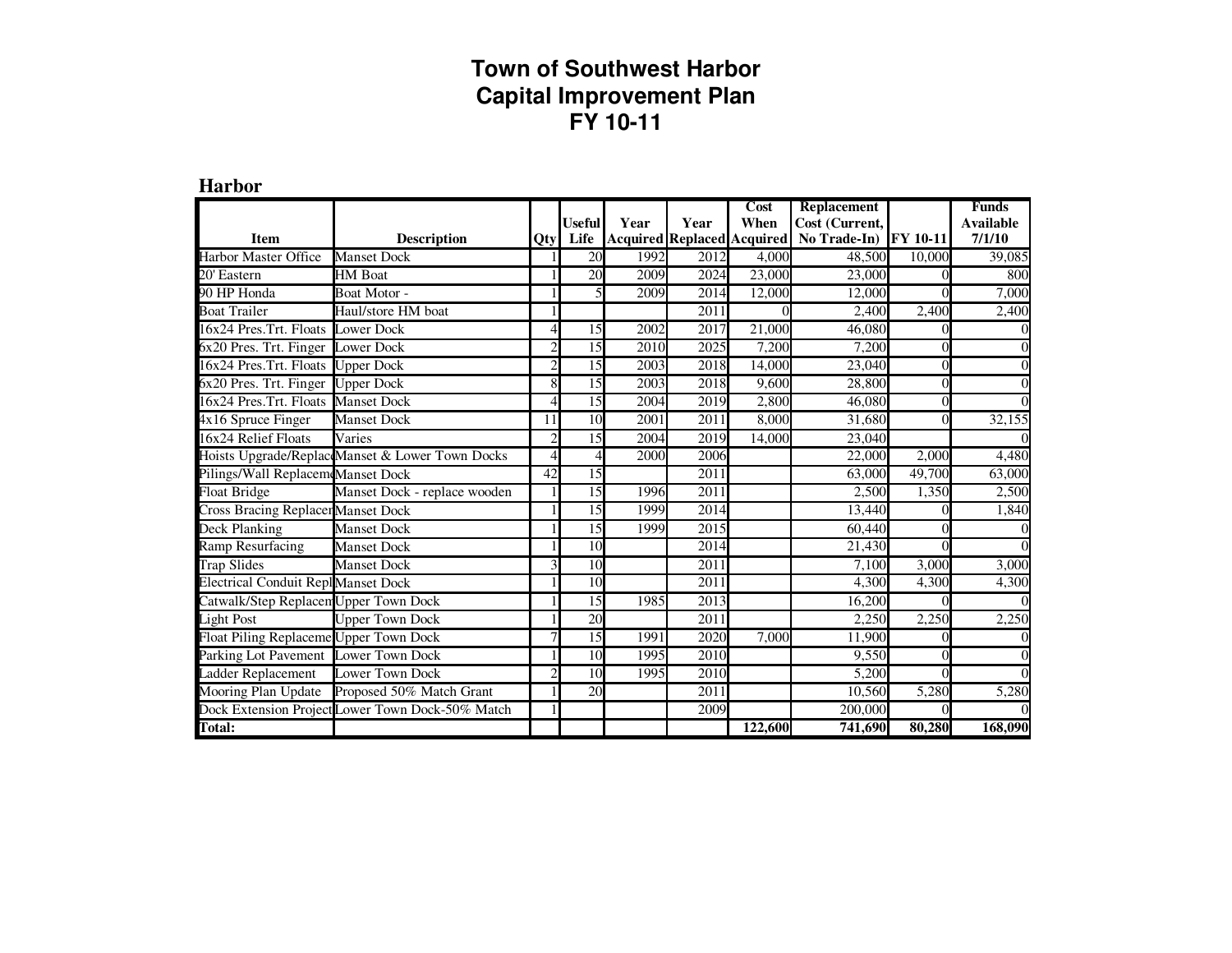# Town of Southwest Harbor
# Capital Improvement Plan
# FY 10-11

## Harbor

| Item | Description | Qty | Useful Life | Year Acquired | Year Replaced | Cost When Acquired | Replacement Cost (Current, No Trade-In) | FY 10-11 | Funds Available 7/1/10 |
|---|---|---|---|---|---|---|---|---|---|
| Harbor Master Office | Manset Dock | 1 | 20 | 1992 | 2012 | 4,000 | 48,500 | 10,000 | 39,085 |
| 20' Eastern | HM Boat | 1 | 20 | 2009 | 2024 | 23,000 | 23,000 | 0 | 800 |
| 90 HP Honda | Boat Motor - | 1 | 5 | 2009 | 2014 | 12,000 | 12,000 | 0 | 7,000 |
| Boat Trailer | Haul/store HM boat | 1 | | | 2011 | 0 | 2,400 | 2,400 | 2,400 |
| 16x24 Pres.Trt. Floats | Lower Dock | 4 | 15 | 2002 | 2017 | 21,000 | 46,080 | 0 | 0 |
| 6x20 Pres. Trt. Finger | Lower Dock | 2 | 15 | 2010 | 2025 | 7,200 | 7,200 | 0 | 0 |
| 16x24 Pres.Trt. Floats | Upper Dock | 2 | 15 | 2003 | 2018 | 14,000 | 23,040 | 0 | 0 |
| 6x20 Pres. Trt. Finger | Upper Dock | 8 | 15 | 2003 | 2018 | 9,600 | 28,800 | 0 | 0 |
| 16x24 Pres.Trt. Floats | Manset Dock | 4 | 15 | 2004 | 2019 | 2,800 | 46,080 | 0 | 0 |
| 4x16 Spruce Finger | Manset Dock | 11 | 10 | 2001 | 2011 | 8,000 | 31,680 | 0 | 32,155 |
| 16x24 Relief Floats | Varies | 2 | 15 | 2004 | 2019 | 14,000 | 23,040 | | 0 |
| Hoists Upgrade/Replac | Manset & Lower Town Docks | 4 | 4 | 2000 | 2006 | | 22,000 | 2,000 | 4,480 |
| Pilings/Wall Replaceme | Manset Dock | 42 | 15 | | 2011 | | 63,000 | 49,700 | 63,000 |
| Float Bridge | Manset Dock - replace wooden | 1 | 15 | 1996 | 2011 | | 2,500 | 1,350 | 2,500 |
| Cross Bracing Replacer | Manset Dock | 1 | 15 | 1999 | 2014 | | 13,440 | 0 | 1,840 |
| Deck Planking | Manset Dock | 1 | 15 | 1999 | 2015 | | 60,440 | 0 | 0 |
| Ramp Resurfacing | Manset Dock | 1 | 10 | | 2014 | | 21,430 | 0 | 0 |
| Trap Slides | Manset Dock | 3 | 10 | | 2011 | | 7,100 | 3,000 | 3,000 |
| Electrical Conduit Repl | Manset Dock | 1 | 10 | | 2011 | | 4,300 | 4,300 | 4,300 |
| Catwalk/Step Replacem | Upper Town Dock | 1 | 15 | 1985 | 2013 | | 16,200 | 0 | 0 |
| Light Post | Upper Town Dock | 1 | 20 | | 2011 | | 2,250 | 2,250 | 2,250 |
| Float Piling Replaceme | Upper Town Dock | 7 | 15 | 1991 | 2020 | 7,000 | 11,900 | 0 | 0 |
| Parking Lot Pavement | Lower Town Dock | 1 | 10 | 1995 | 2010 | | 9,550 | 0 | 0 |
| Ladder Replacement | Lower Town Dock | 2 | 10 | 1995 | 2010 | | 5,200 | 0 | 0 |
| Mooring Plan Update | Proposed 50% Match Grant | 1 | 20 | | 2011 | | 10,560 | 5,280 | 5,280 |
| Dock Extension Project | Lower Town Dock-50% Match | 1 | | | 2009 | | 200,000 | 0 | 0 |
| **Total:** | | | | | | **122,600** | **741,690** | **80,280** | **168,090** |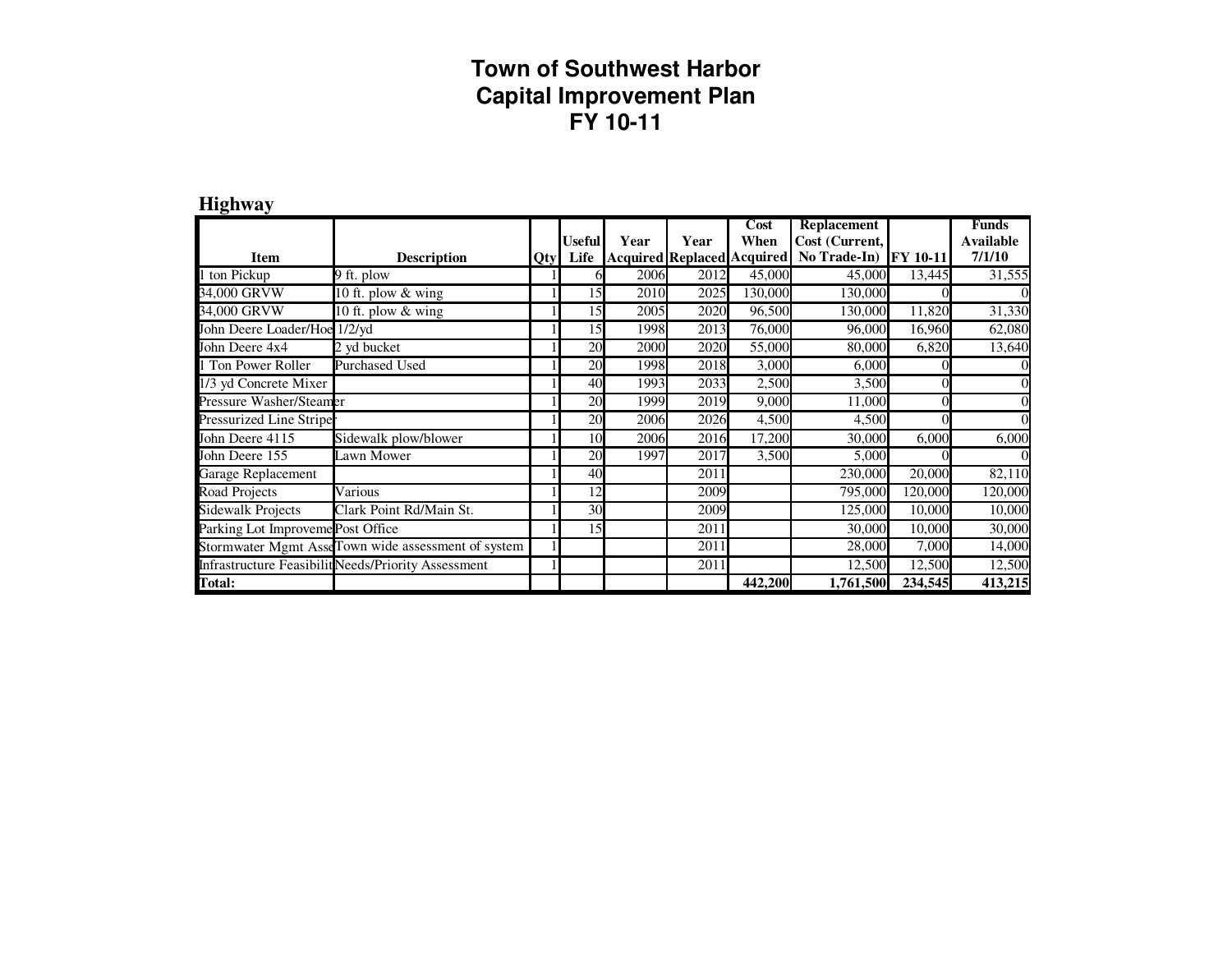# Town of Southwest Harbor
# Capital Improvement Plan
# FY 10-11

## Highway

| Item | Description | Qty | Useful Life | Year Acquired | Year Replaced | Cost When Acquired | Replacement Cost (Current, No Trade-In) | FY 10-11 | Funds Available 7/1/10 |
|---|---|---|---|---|---|---|---|---|---|
| 1 ton Pickup | 9 ft. plow | 1 | 6 | 2006 | 2012 | 45,000 | 45,000 | 13,445 | 31,555 |
| 34,000 GRVW | 10 ft. plow & wing | 1 | 15 | 2010 | 2025 | 130,000 | 130,000 | 0 | 0 |
| 34,000 GRVW | 10 ft. plow & wing | 1 | 15 | 2005 | 2020 | 96,500 | 130,000 | 11,820 | 31,330 |
| John Deere Loader/Hoe | 1/2/yd | 1 | 15 | 1998 | 2013 | 76,000 | 96,000 | 16,960 | 62,080 |
| John Deere 4x4 | 2 yd bucket | 1 | 20 | 2000 | 2020 | 55,000 | 80,000 | 6,820 | 13,640 |
| 1 Ton Power Roller | Purchased Used | 1 | 20 | 1998 | 2018 | 3,000 | 6,000 | 0 | 0 |
| 1/3 yd Concrete Mixer | | 1 | 40 | 1993 | 2033 | 2,500 | 3,500 | 0 | 0 |
| Pressure Washer/Steamer | | 1 | 20 | 1999 | 2019 | 9,000 | 11,000 | 0 | 0 |
| Pressurized Line Striper | | 1 | 20 | 2006 | 2026 | 4,500 | 4,500 | 0 | 0 |
| John Deere 4115 | Sidewalk plow/blower | 1 | 10 | 2006 | 2016 | 17,200 | 30,000 | 6,000 | 6,000 |
| John Deere 155 | Lawn Mower | 1 | 20 | 1997 | 2017 | 3,500 | 5,000 | 0 | 0 |
| Garage Replacement | | 1 | 40 | | 2011 | | 230,000 | 20,000 | 82,110 |
| Road Projects | Various | 1 | 12 | | 2009 | | 795,000 | 120,000 | 120,000 |
| Sidewalk Projects | Clark Point Rd/Main St. | 1 | 30 | | 2009 | | 125,000 | 10,000 | 10,000 |
| Parking Lot Improveme | Post Office | 1 | 15 | | 2011 | | 30,000 | 10,000 | 30,000 |
| Stormwater Mgmt Asse | Town wide assessment of system | 1 | | | 2011 | | 28,000 | 7,000 | 14,000 |
| Infrastructure Feasibilit | Needs/Priority Assessment | 1 | | | 2011 | | 12,500 | 12,500 | 12,500 |
| **Total:** | | | | | | **442,200** | **1,761,500** | **234,545** | **413,215** |